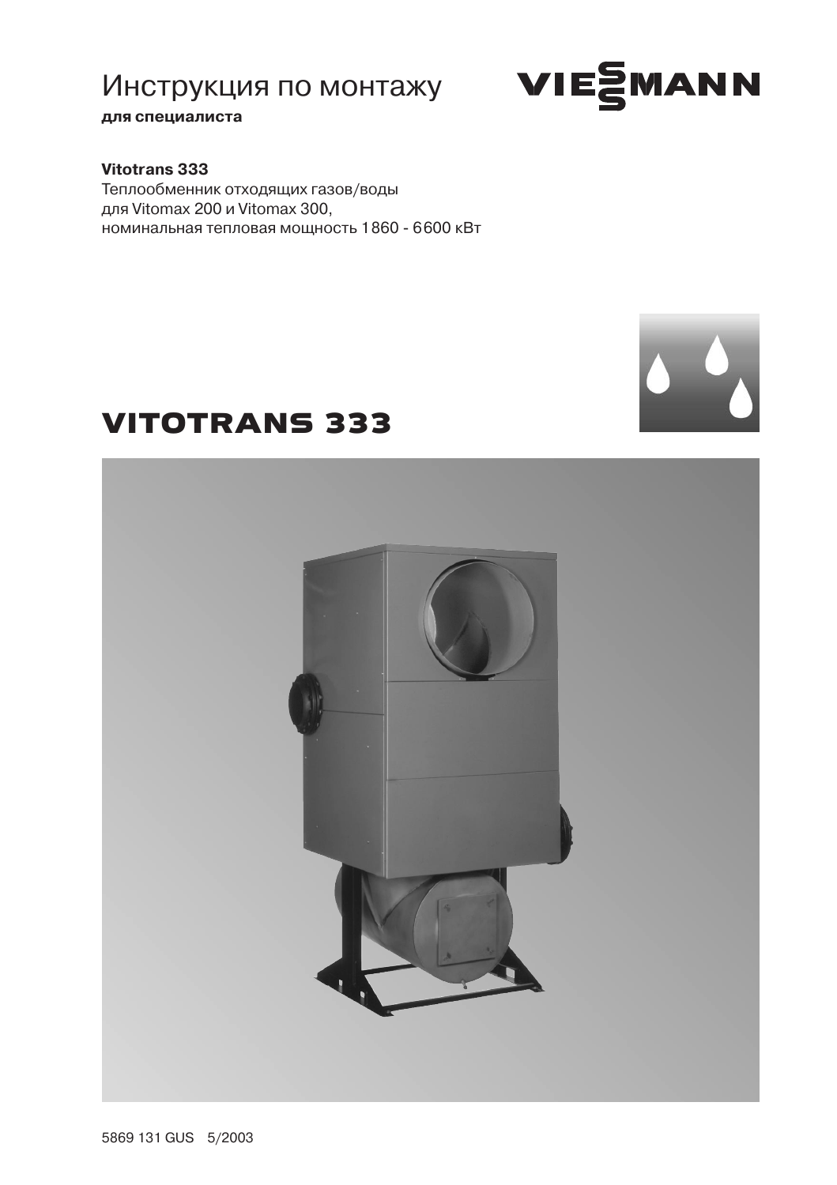# Инструкция по монтажу

**для специалиста**

VIESMANN

**Vitotrans 333**

Теплообменник отходящих газов/воды
для Vitomax 200 и Vitomax 300,
номинальная тепловая мощность 1860 - 6600 кВт

# VITOTRANS 333

5869 131 GUS 5/2003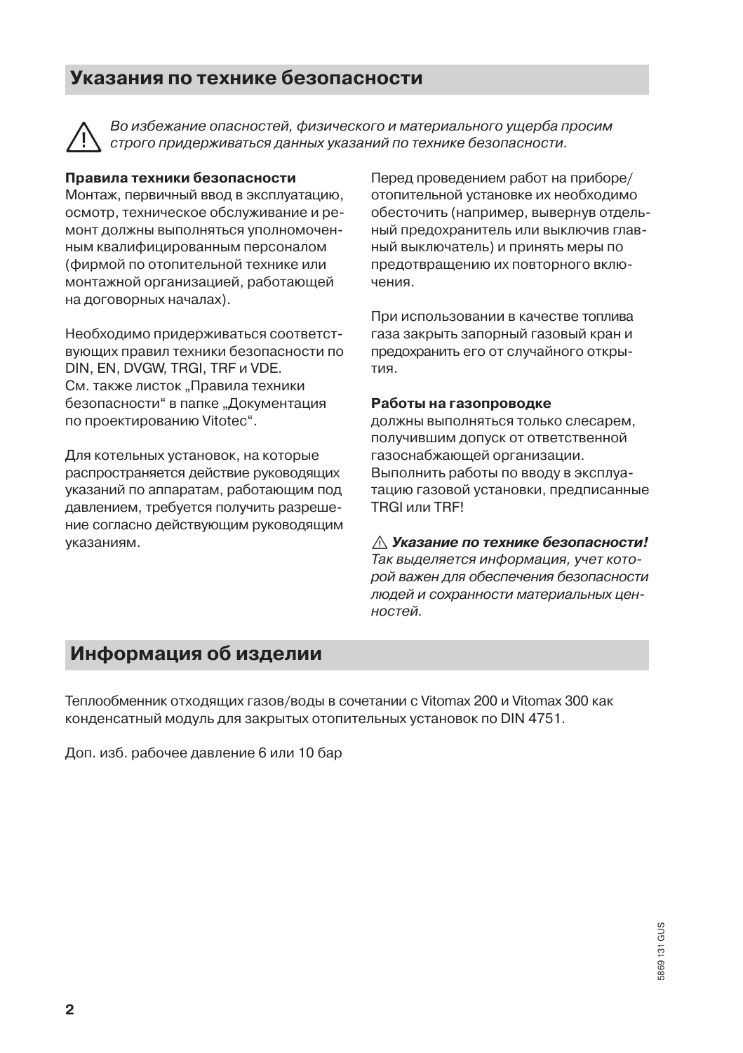## Указания по технике безопасности

⚠ *Во избежание опасностей, физического и материального ущерба просим строго придерживаться данных указаний по технике безопасности.*

**Правила техники безопасности**
Монтаж, первичный ввод в эксплуатацию, осмотр, техническое обслуживание и ремонт должны выполняться уполномоченным квалифицированным персоналом (фирмой по отопительной технике или монтажной организацией, работающей на договорных началах).

Необходимо придерживаться соответствующих правил техники безопасности по DIN, EN, DVGW, TRGI, TRF и VDE.
См. также листок „Правила техники безопасности" в папке „Документация по проектированию Vitotec".

Для котельных установок, на которые распространяется действие руководящих указаний по аппаратам, работающим под давлением, требуется получить разрешение согласно действующим руководящим указаниям.

Перед проведением работ на приборе/ отопительной установке их необходимо обесточить (например, вывернув отдельный предохранитель или выключив главный выключатель) и принять меры по предотвращению их повторного включения.

При использовании в качестве топлива газа закрыть запорный газовый кран и предохранить его от случайного открытия.

**Работы на газопроводке**
должны выполняться только слесарем, получившим допуск от ответственной газоснабжающей организации.
Выполнить работы по вводу в эксплуатацию газовой установки, предписанные TRGI или TRF!

⚠ ***Указание по технике безопасности!***
*Так выделяется информация, учет которой важен для обеспечения безопасности людей и сохранности материальных ценностей.*

## Информация об изделии

Теплообменник отходящих газов/воды в сочетании с Vitomax 200 и Vitomax 300 как конденсатный модуль для закрытых отопительных установок по DIN 4751.

Доп. изб. рабочее давление 6 или 10 бар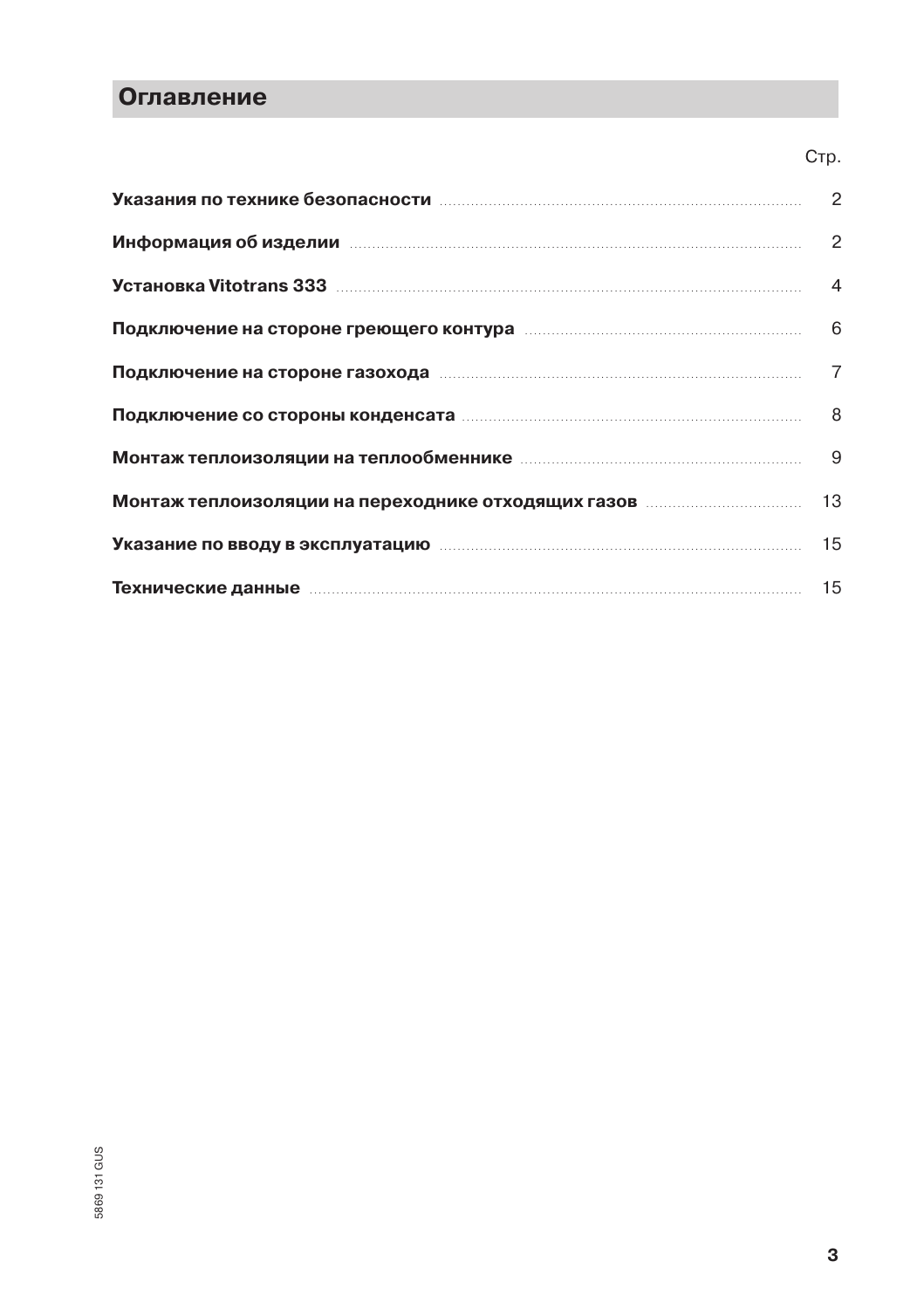# Оглавление

| | Стр. |
|---|---|
| **Указания по технике безопасности** | 2 |
| **Информация об изделии** | 2 |
| **Установка Vitotrans 333** | 4 |
| **Подключение на стороне греющего контура** | 6 |
| **Подключение на стороне газохода** | 7 |
| **Подключение со стороны конденсата** | 8 |
| **Монтаж теплоизоляции на теплообменнике** | 9 |
| **Монтаж теплоизоляции на переходнике отходящих газов** | 13 |
| **Указание по вводу в эксплуатацию** | 15 |
| **Технические данные** | 15 |

5869 131 GUS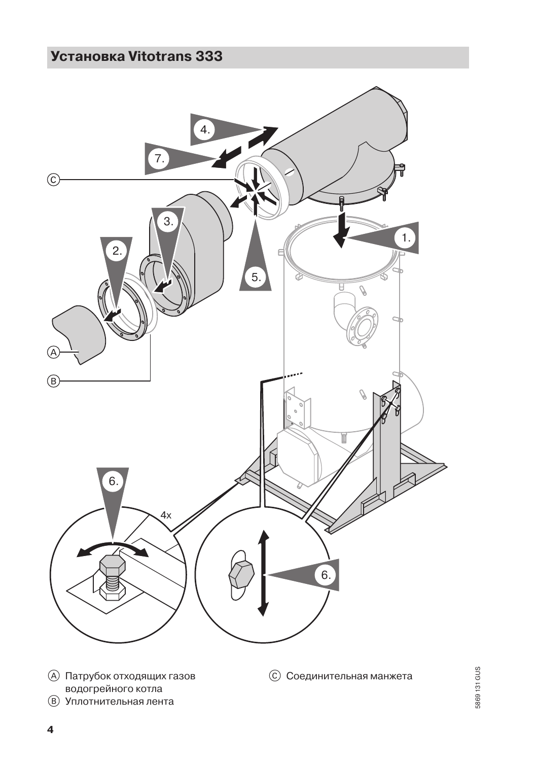## Установка Vitotrans 333

Ⓐ Патрубок отходящих газов водогрейного котла

Ⓑ Уплотнительная лента

Ⓒ Соединительная манжета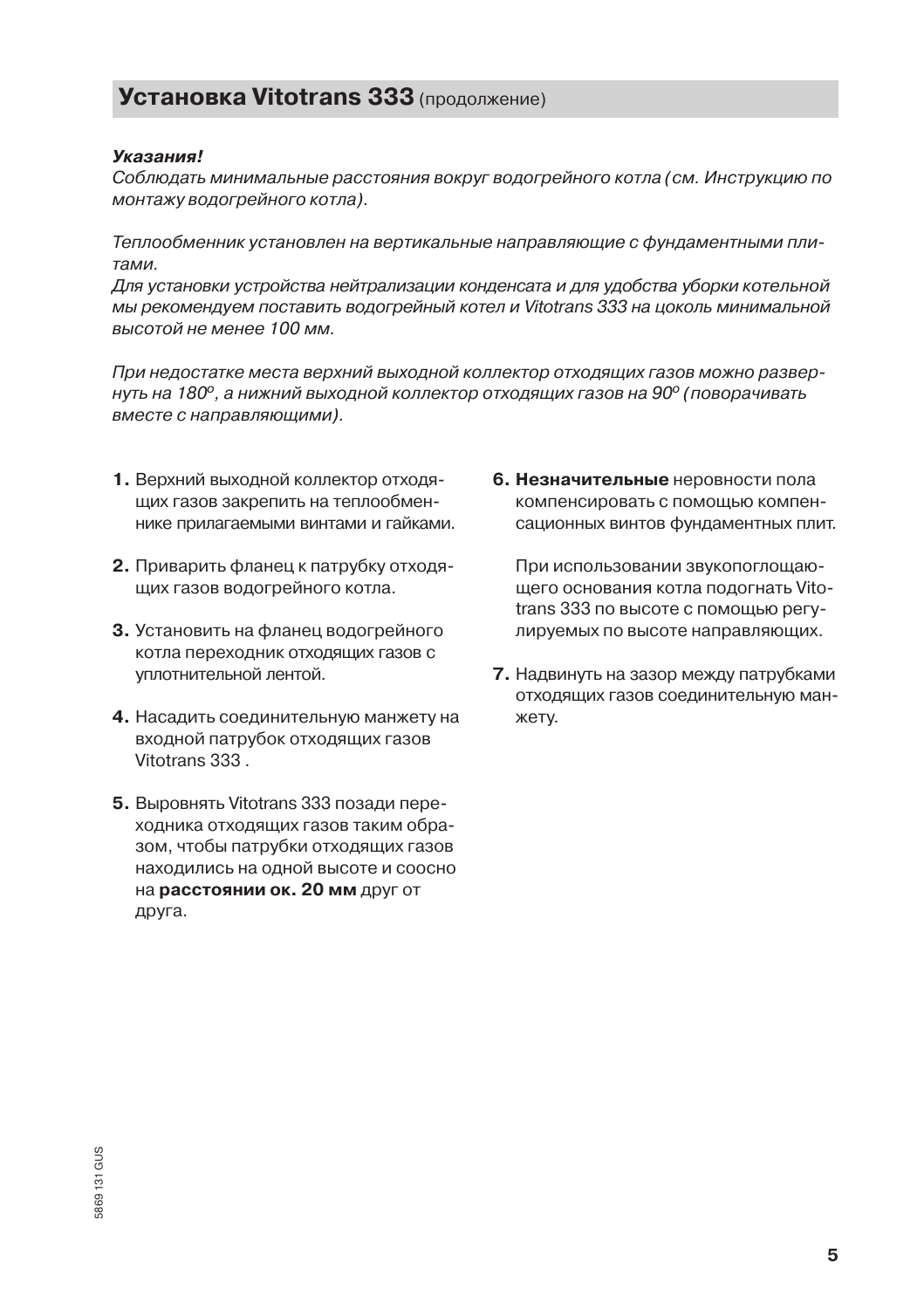## **Установка Vitotrans 333** (продолжение)

***Указания!***
*Соблюдать минимальные расстояния вокруг водогрейного котла (см. Инструкцию по монтажу водогрейного котла).*

*Теплообменник установлен на вертикальные направляющие с фундаментными плитами.*
*Для установки устройства нейтрализации конденсата и для удобства уборки котельной мы рекомендуем поставить водогрейный котел и Vitotrans 333 на цоколь минимальной высотой не менее 100 мм.*

*При недостатке места верхний выходной коллектор отходящих газов можно развернуть на 180°, а нижний выходной коллектор отходящих газов на 90° (поворачивать вместе с направляющими).*

1. Верхний выходной коллектор отходящих газов закрепить на теплообменнике прилагаемыми винтами и гайками.

2. Приварить фланец к патрубку отходящих газов водогрейного котла.

3. Установить на фланец водогрейного котла переходник отходящих газов с уплотнительной лентой.

4. Насадить соединительную манжету на входной патрубок отходящих газов Vitotrans 333 .

5. Выровнять Vitotrans 333 позади переходника отходящих газов таким образом, чтобы патрубки отходящих газов находились на одной высоте и соосно на **расстоянии ок. 20 мм** друг от друга.

6. **Незначительные** неровности пола компенсировать с помощью компенсационных винтов фундаментных плит.

   При использовании звукопоглощающего основания котла подогнать Vitotrans 333 по высоте с помощью регулируемых по высоте направляющих.

7. Надвинуть на зазор между патрубками отходящих газов соединительную манжету.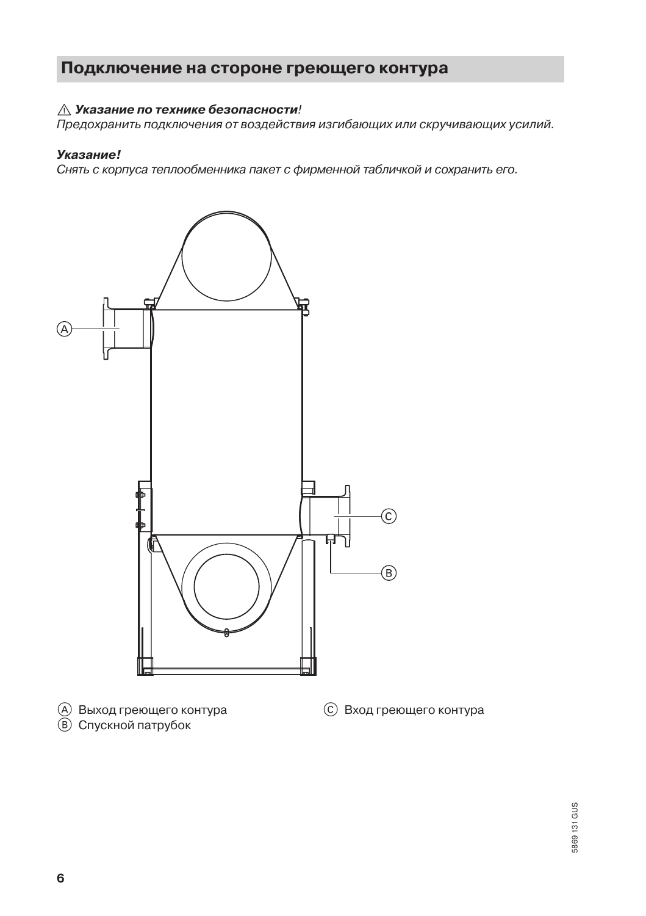## Подключение на стороне греющего контура

⚠ ***Указание по технике безопасности***!
*Предохранить подключения от воздействия изгибающих или скручивающих усилий.*

***Указание!***
*Снять с корпуса теплообменника пакет с фирменной табличкой и сохранить его.*

Ⓐ Выход греющего контура
Ⓑ Спускной патрубок
Ⓒ Вход греющего контура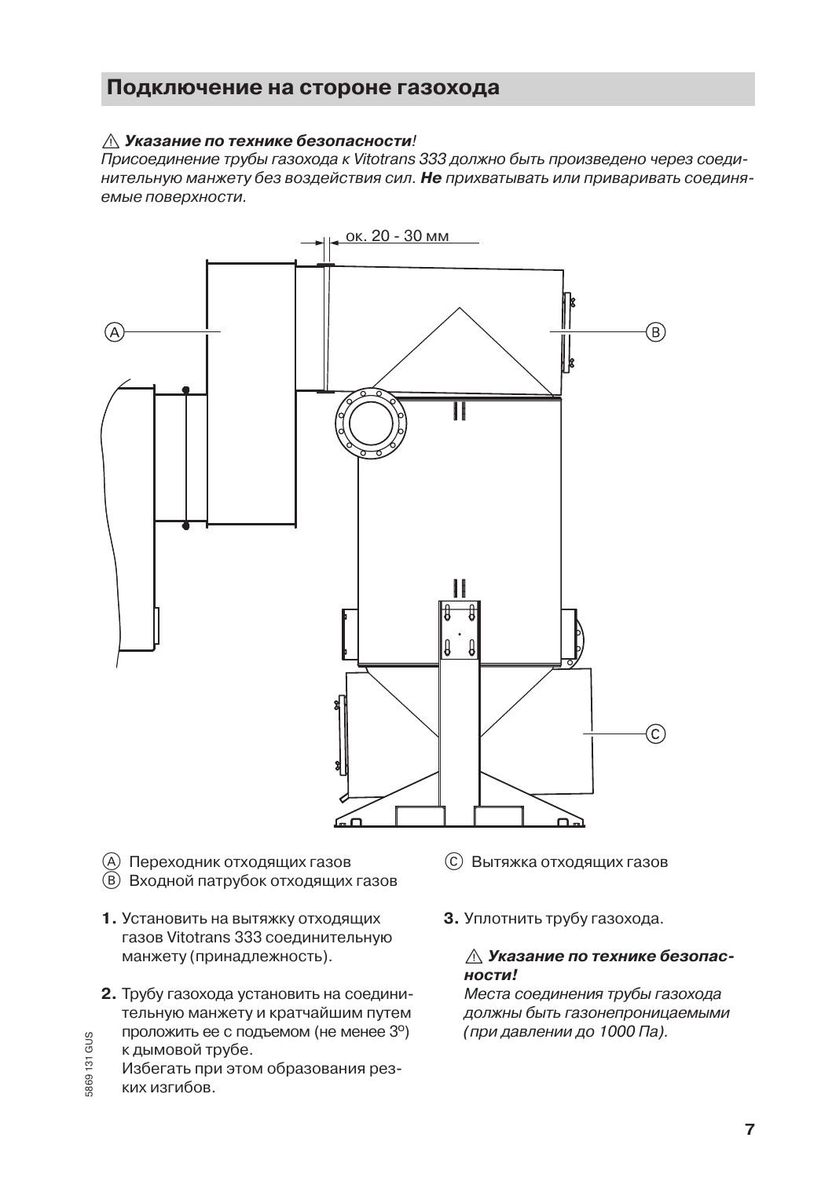## Подключение на стороне газохода

⚠ ***Указание по технике безопасности****!*
*Присоединение трубы газохода к Vitotrans 333 должно быть произведено через соединительную манжету без воздействия сил.* ***Не*** *прихватывать или приваривать соединяемые поверхности.*

ок. 20 - 30 мм

Ⓐ Переходник отходящих газов
Ⓑ Входной патрубок отходящих газов
Ⓒ Вытяжка отходящих газов

**1.** Установить на вытяжку отходящих газов Vitotrans 333 соединительную манжету (принадлежность).

**2.** Трубу газохода установить на соединительную манжету и кратчайшим путем проложить ее с подъемом (не менее 3°) к дымовой трубе.
Избегать при этом образования резких изгибов.

**3.** Уплотнить трубу газохода.

⚠ ***Указание по технике безопасности!***
*Места соединения трубы газохода должны быть газонепроницаемыми (при давлении до 1000 Па).*

5869 131 GUS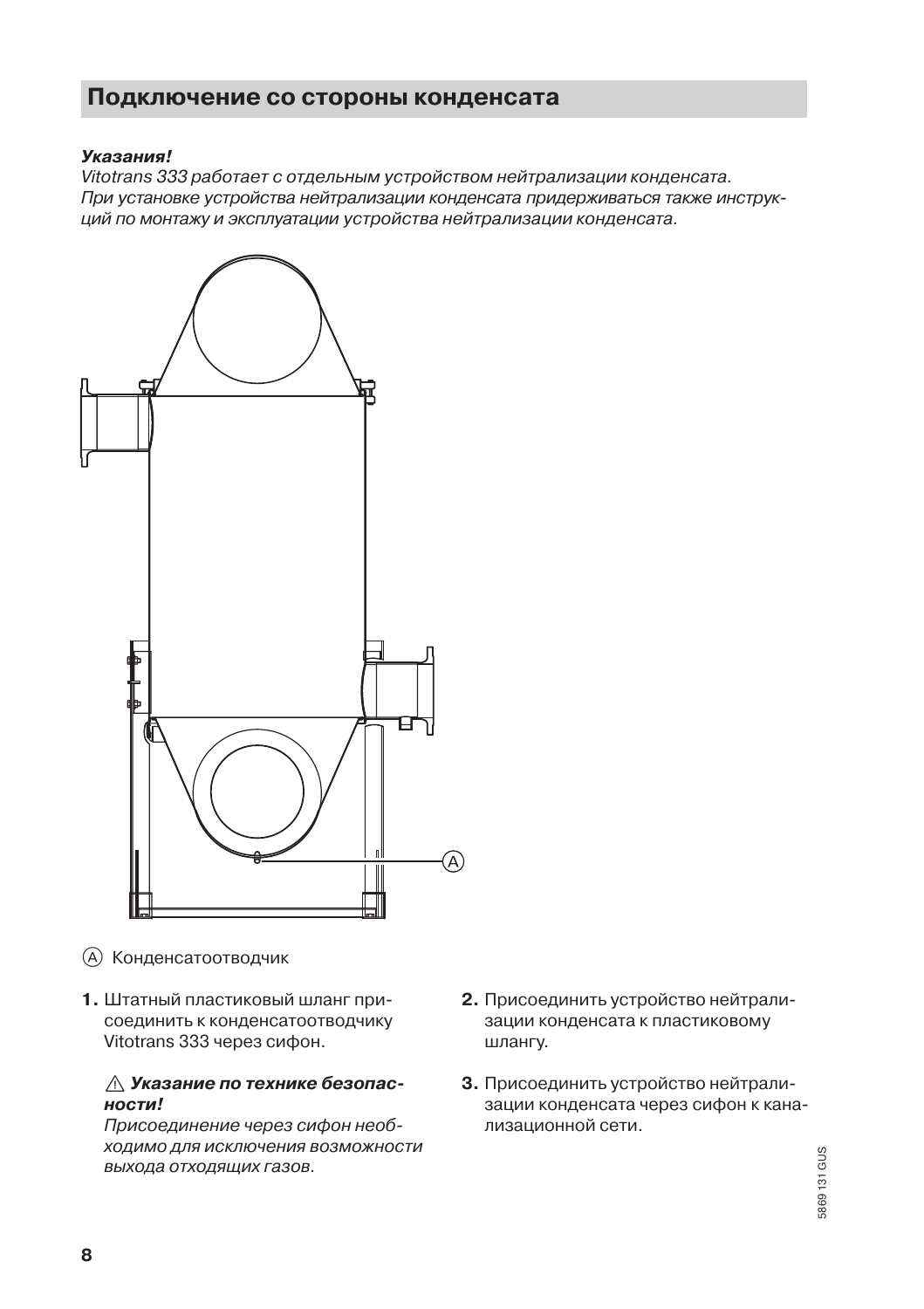## Подключение со стороны конденсата

***Указания!***
*Vitotrans 333 работает с отдельным устройством нейтрализации конденсата.*
*При установке устройства нейтрализации конденсата придерживаться также инструкций по монтажу и эксплуатации устройства нейтрализации конденсата.*

Ⓐ Конденсатоотводчик

1. Штатный пластиковый шланг присоединить к конденсатоотводчику Vitotrans 333 через сифон.

   ⚠ ***Указание по технике безопасности!***
   *Присоединение через сифон необходимо для исключения возможности выхода отходящих газов.*

2. Присоединить устройство нейтрализации конденсата к пластиковому шлангу.

3. Присоединить устройство нейтрализации конденсата через сифон к канализационной сети.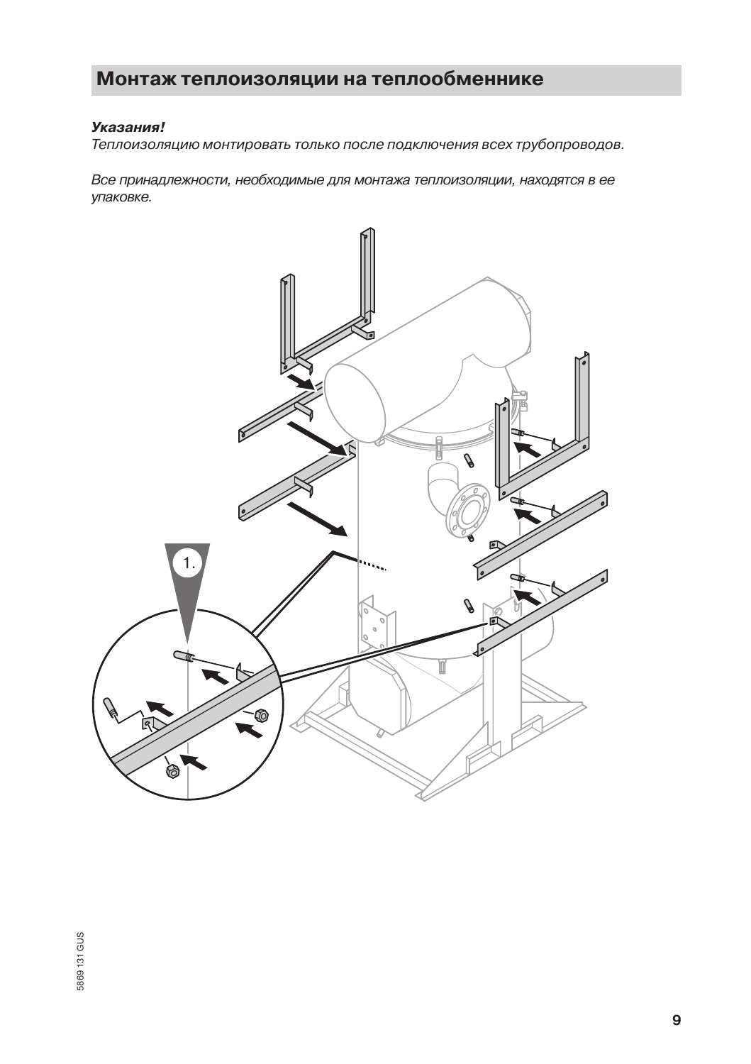# Монтаж теплоизоляции на теплообменнике

***Указания!***

*Теплоизоляцию монтировать только после подключения всех трубопроводов.*

*Все принадлежности, необходимые для монтажа теплоизоляции, находятся в ее упаковке.*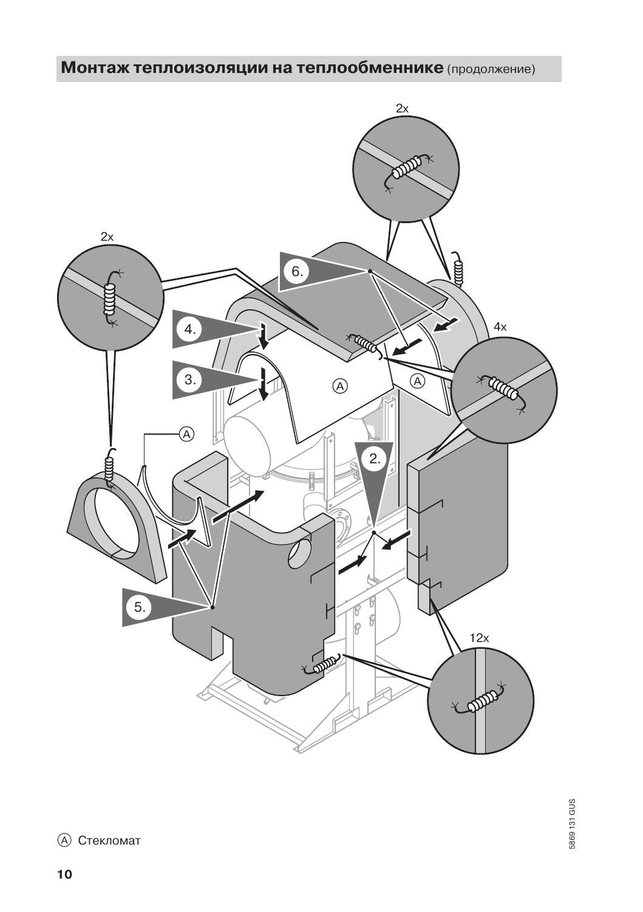## Монтаж теплоизоляции на теплообменнике (продолжение)

Ⓐ Стекломат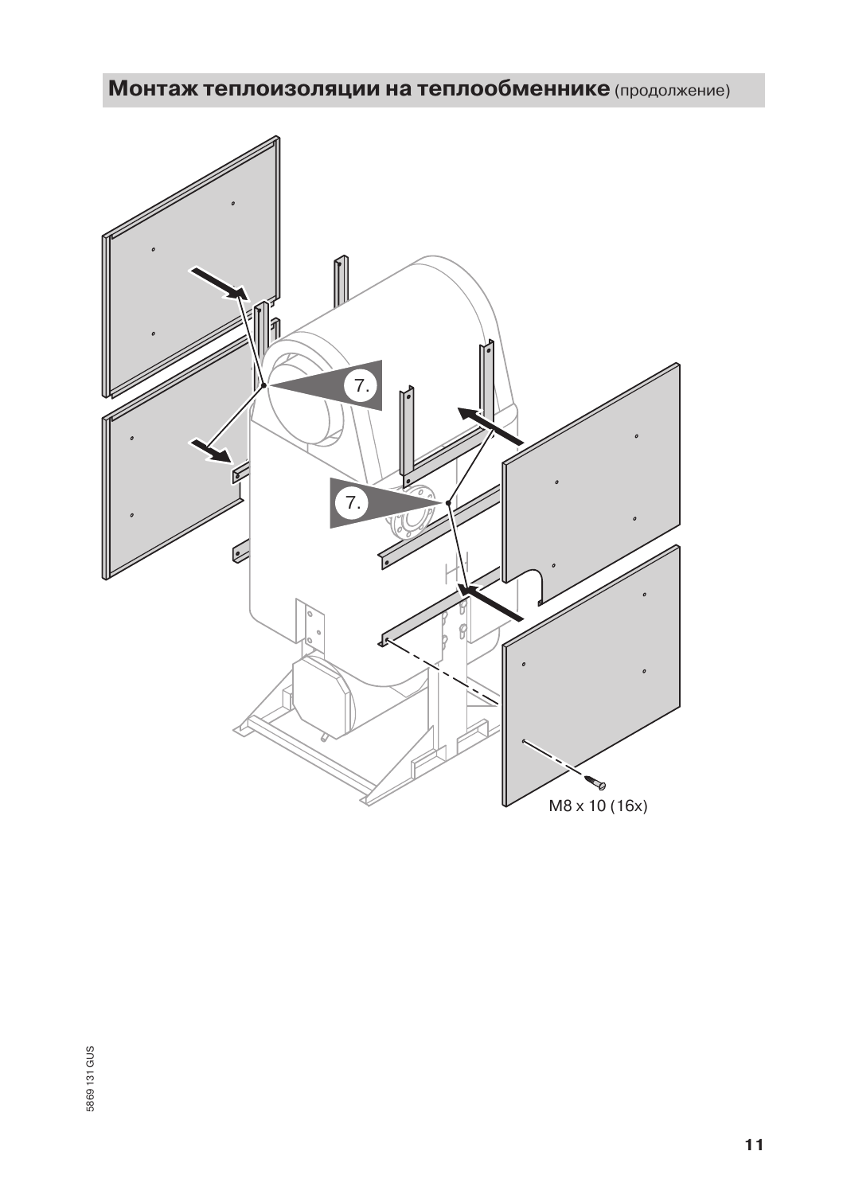## Монтаж теплоизоляции на теплообменнике (продолжение)

7.

7.

M8 x 10 (16x)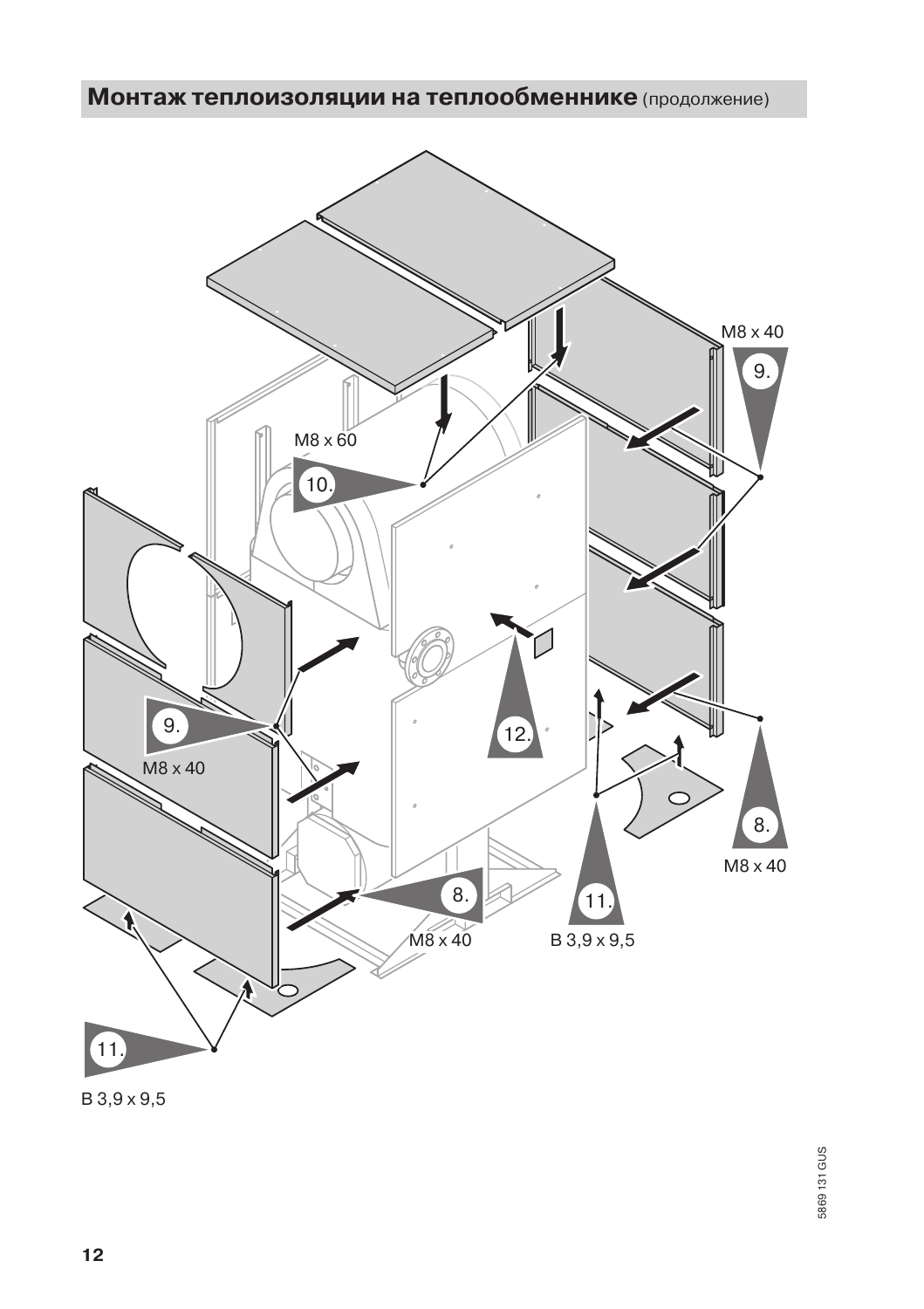## Монтаж теплоизоляции на теплообменнике (продолжение)

M8 x 40

9.

M8 x 60

10.

9.

M8 x 40

12.

8.

M8 x 40

8.

M8 x 40

11.

B 3,9 x 9,5

11.

B 3,9 x 9,5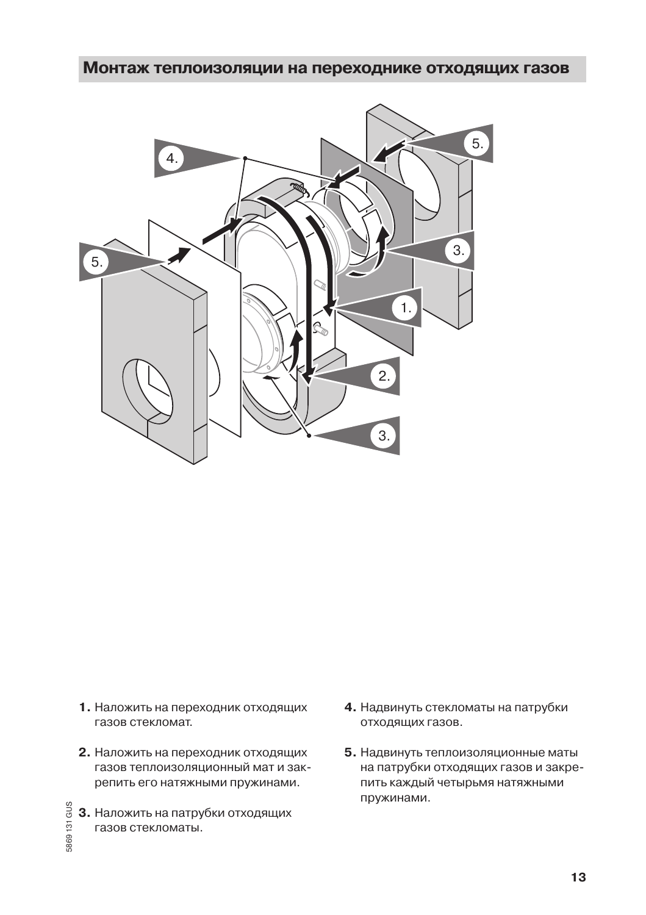## Монтаж теплоизоляции на переходнике отходящих газов

1. Наложить на переходник отходящих газов стекломат.

2. Наложить на переходник отходящих газов теплоизоляционный мат и закрепить его натяжными пружинами.

3. Наложить на патрубки отходящих газов стекломаты.

4. Надвинуть стекломаты на патрубки отходящих газов.

5. Надвинуть теплоизоляционные маты на патрубки отходящих газов и закрепить каждый четырьмя натяжными пружинами.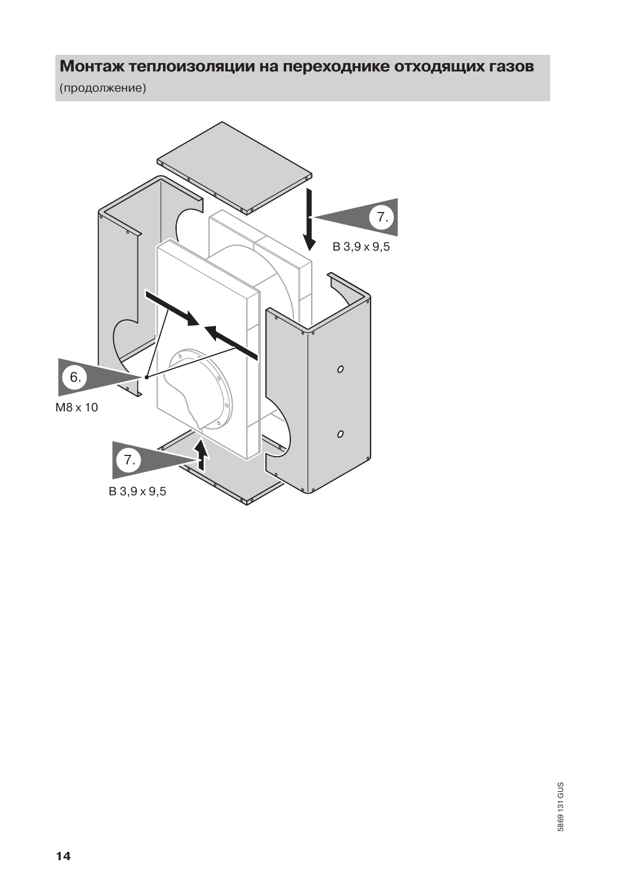## Монтаж теплоизоляции на переходнике отходящих газов

(продолжение)

7.

B 3,9 x 9,5

6.

M8 x 10

7.

B 3,9 x 9,5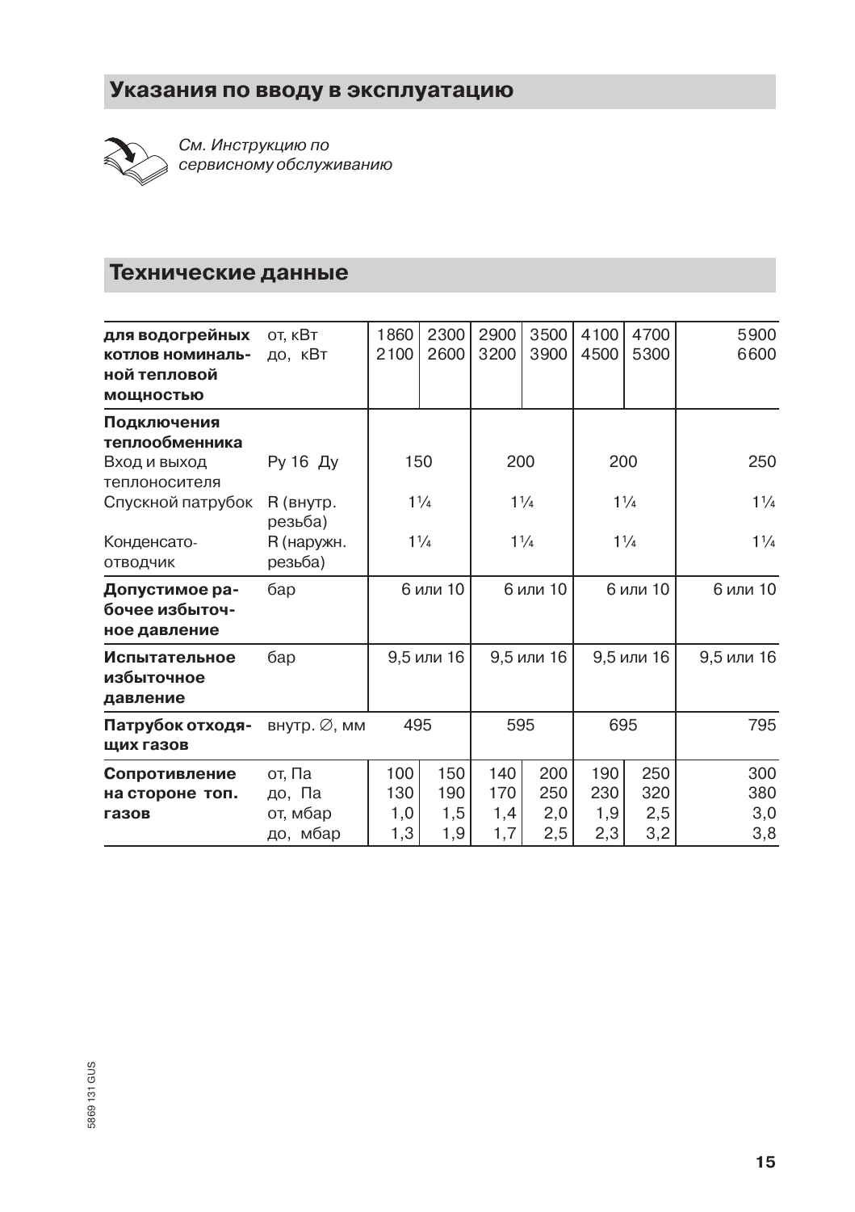## Указания по вводу в эксплуатацию

*См. Инструкцию по сервисному обслуживанию*

## Технические данные

| **для водогрейных котлов номинальной тепловой мощностью** | от, кВт<br>до, кВт | 1860<br>2100 | 2300<br>2600 | 2900<br>3200 | 3500<br>3900 | 4100<br>4500 | 4700<br>5300 | 5900<br>6600 |
|---|---|---|---|---|---|---|---|---|
| **Подключения теплообменника** | | | | | | | | |
| Вход и выход теплоносителя | Ру 16 Ду | 150 | | 200 | | 200 | | 250 |
| Спускной патрубок | R (внутр. резьба) | 1¼ | | 1¼ | | 1¼ | | 1¼ |
| Конденсатоотводчик | R (наружн. резьба) | 1¼ | | 1¼ | | 1¼ | | 1¼ |
| **Допустимое рабочее избыточное давление** | бар | 6 или 10 | | 6 или 10 | | 6 или 10 | | 6 или 10 |
| **Испытательное избыточное давление** | бар | 9,5 или 16 | | 9,5 или 16 | | 9,5 или 16 | | 9,5 или 16 |
| **Патрубок отходящих газов** | внутр. ∅, мм | 495 | | 595 | | 695 | | 795 |
| **Сопротивление на стороне топ. газов** | от, Па<br>до, Па<br>от, мбар<br>до, мбар | 100<br>130<br>1,0<br>1,3 | 150<br>190<br>1,5<br>1,9 | 140<br>170<br>1,4<br>1,7 | 200<br>250<br>2,0<br>2,5 | 190<br>230<br>1,9<br>2,3 | 250<br>320<br>2,5<br>3,2 | 300<br>380<br>3,0<br>3,8 |

5869 131 GUS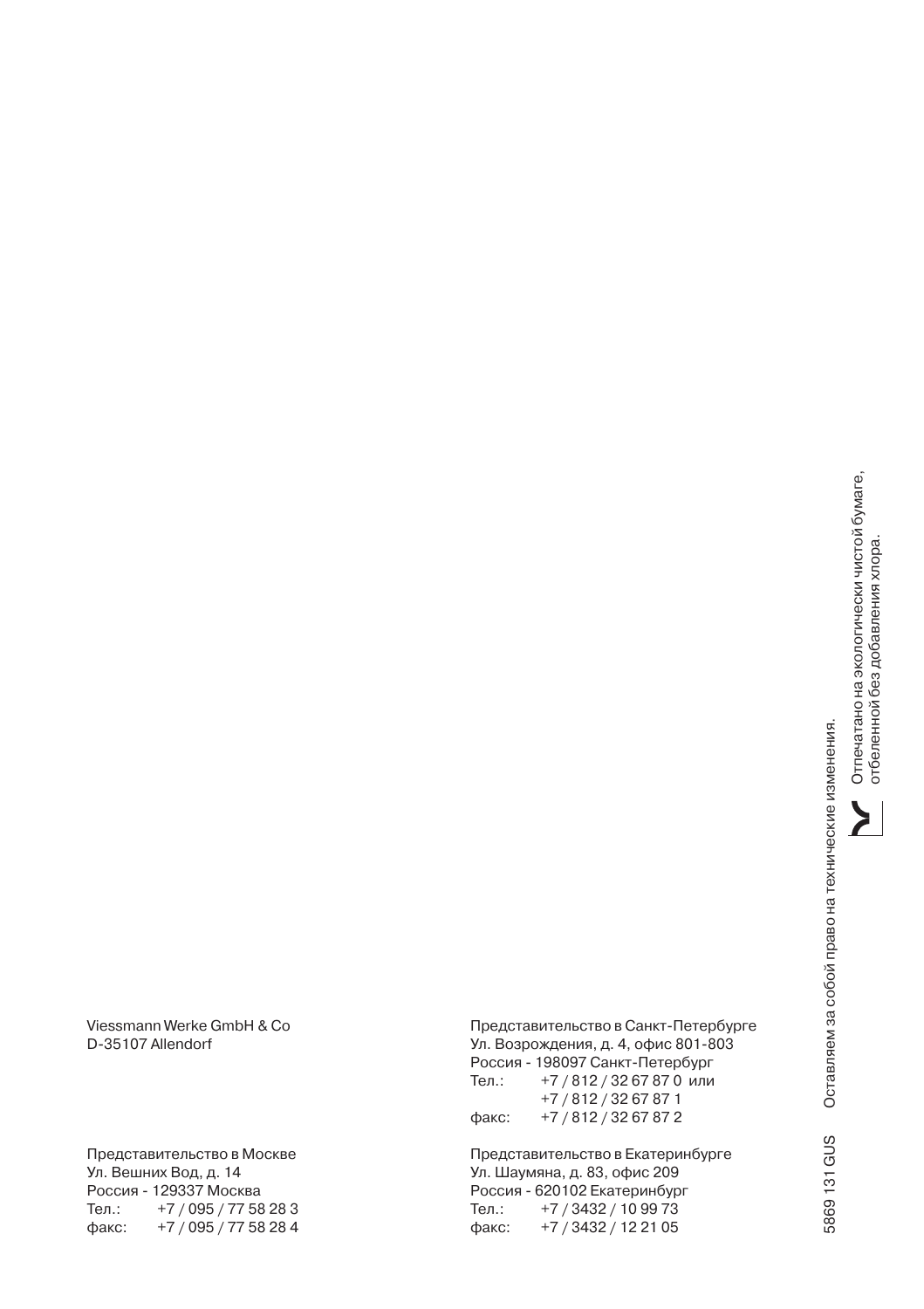Viessmann Werke GmbH & Co
D-35107 Allendorf

Представительство в Москве
Ул. Вешних Вод, д. 14
Россия - 129337 Москва
Тел.: +7 / 095 / 77 58 28 3
факс: +7 / 095 / 77 58 28 4

Представительство в Санкт-Петербурге
Ул. Возрождения, д. 4, офис 801-803
Россия - 198097 Санкт-Петербург
Тел.: +7 / 812 / 32 67 87 0 или
+7 / 812 / 32 67 87 1
факс: +7 / 812 / 32 67 87 2

Представительство в Екатеринбурге
Ул. Шаумяна, д. 83, офис 209
Россия - 620102 Екатеринбург
Тел.: +7 / 3432 / 10 99 73
факс: +7 / 3432 / 12 21 05

5869 131 GUS Оставляем за собой право на технические изменения.

Отпечатано на экологически чистой бумаге, отбеленной без добавления хлора.